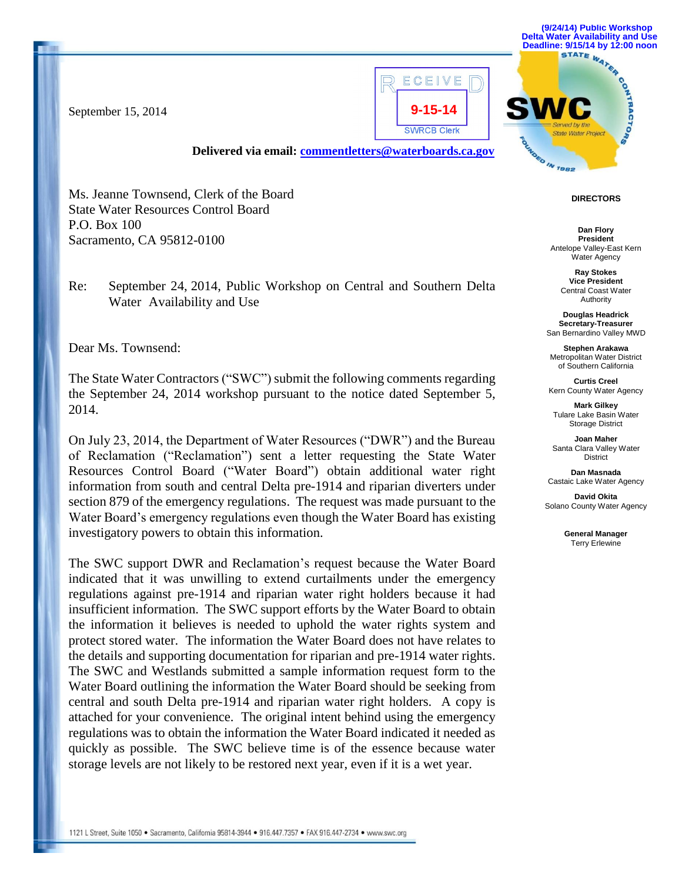(9/24/14) Public Workshop
Delta Water Availability and Use
Deadline: 9/15/14 by 12:00 noon

RECEIVED
9-15-14
SWRCB Clerk

SWC
STATE WATER CONTRACTORS
Served by the State Water Project
FOUNDED IN 1982

**DIRECTORS**

**Dan Flory**
**President**
Antelope Valley-East Kern Water Agency

**Ray Stokes**
**Vice President**
Central Coast Water Authority

**Douglas Headrick**
**Secretary-Treasurer**
San Bernardino Valley MWD

**Stephen Arakawa**
Metropolitan Water District of Southern California

**Curtis Creel**
Kern County Water Agency

**Mark Gilkey**
Tulare Lake Basin Water Storage District

**Joan Maher**
Santa Clara Valley Water District

**Dan Masnada**
Castaic Lake Water Agency

**David Okita**
Solano County Water Agency

**General Manager**
Terry Erlewine

September 15, 2014

**Delivered via email: commentletters@waterboards.ca.gov**

Ms. Jeanne Townsend, Clerk of the Board
State Water Resources Control Board
P.O. Box 100
Sacramento, CA 95812-0100

Re: September 24, 2014, Public Workshop on Central and Southern Delta Water Availability and Use

Dear Ms. Townsend:

The State Water Contractors ("SWC") submit the following comments regarding the September 24, 2014 workshop pursuant to the notice dated September 5, 2014.

On July 23, 2014, the Department of Water Resources ("DWR") and the Bureau of Reclamation ("Reclamation") sent a letter requesting the State Water Resources Control Board ("Water Board") obtain additional water right information from south and central Delta pre-1914 and riparian diverters under section 879 of the emergency regulations. The request was made pursuant to the Water Board's emergency regulations even though the Water Board has existing investigatory powers to obtain this information.

The SWC support DWR and Reclamation's request because the Water Board indicated that it was unwilling to extend curtailments under the emergency regulations against pre-1914 and riparian water right holders because it had insufficient information. The SWC support efforts by the Water Board to obtain the information it believes is needed to uphold the water rights system and protect stored water. The information the Water Board does not have relates to the details and supporting documentation for riparian and pre-1914 water rights. The SWC and Westlands submitted a sample information request form to the Water Board outlining the information the Water Board should be seeking from central and south Delta pre-1914 and riparian water right holders. A copy is attached for your convenience. The original intent behind using the emergency regulations was to obtain the information the Water Board indicated it needed as quickly as possible. The SWC believe time is of the essence because water storage levels are not likely to be restored next year, even if it is a wet year.

1121 L Street, Suite 1050 • Sacramento, California 95814-3944 • 916.447.7357 • FAX 916.447-2734 • www.swc.org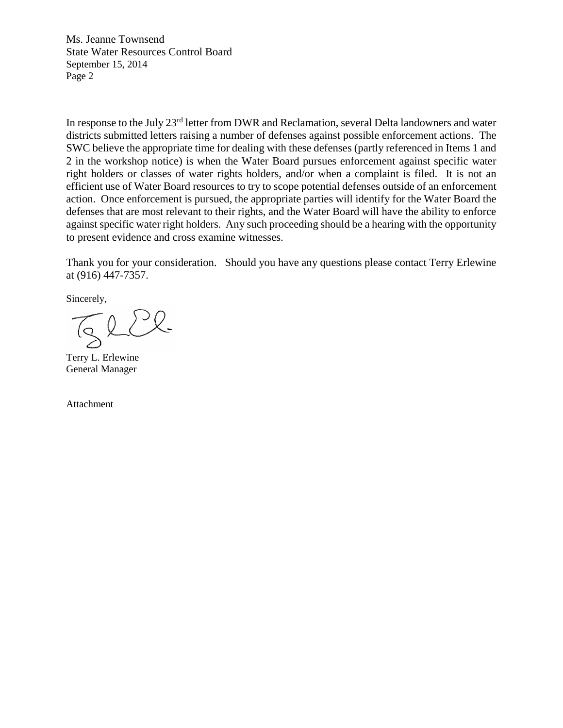In response to the July 23rd letter from DWR and Reclamation, several Delta landowners and water districts submitted letters raising a number of defenses against possible enforcement actions. The SWC believe the appropriate time for dealing with these defenses (partly referenced in Items 1 and 2 in the workshop notice) is when the Water Board pursues enforcement against specific water right holders or classes of water rights holders, and/or when a complaint is filed. It is not an efficient use of Water Board resources to try to scope potential defenses outside of an enforcement action. Once enforcement is pursued, the appropriate parties will identify for the Water Board the defenses that are most relevant to their rights, and the Water Board will have the ability to enforce against specific water right holders. Any such proceeding should be a hearing with the opportunity to present evidence and cross examine witnesses.

Thank you for your consideration. Should you have any questions please contact Terry Erlewine at (916) 447-7357.

Sincerely,

Terry L. Erlewine
General Manager

Attachment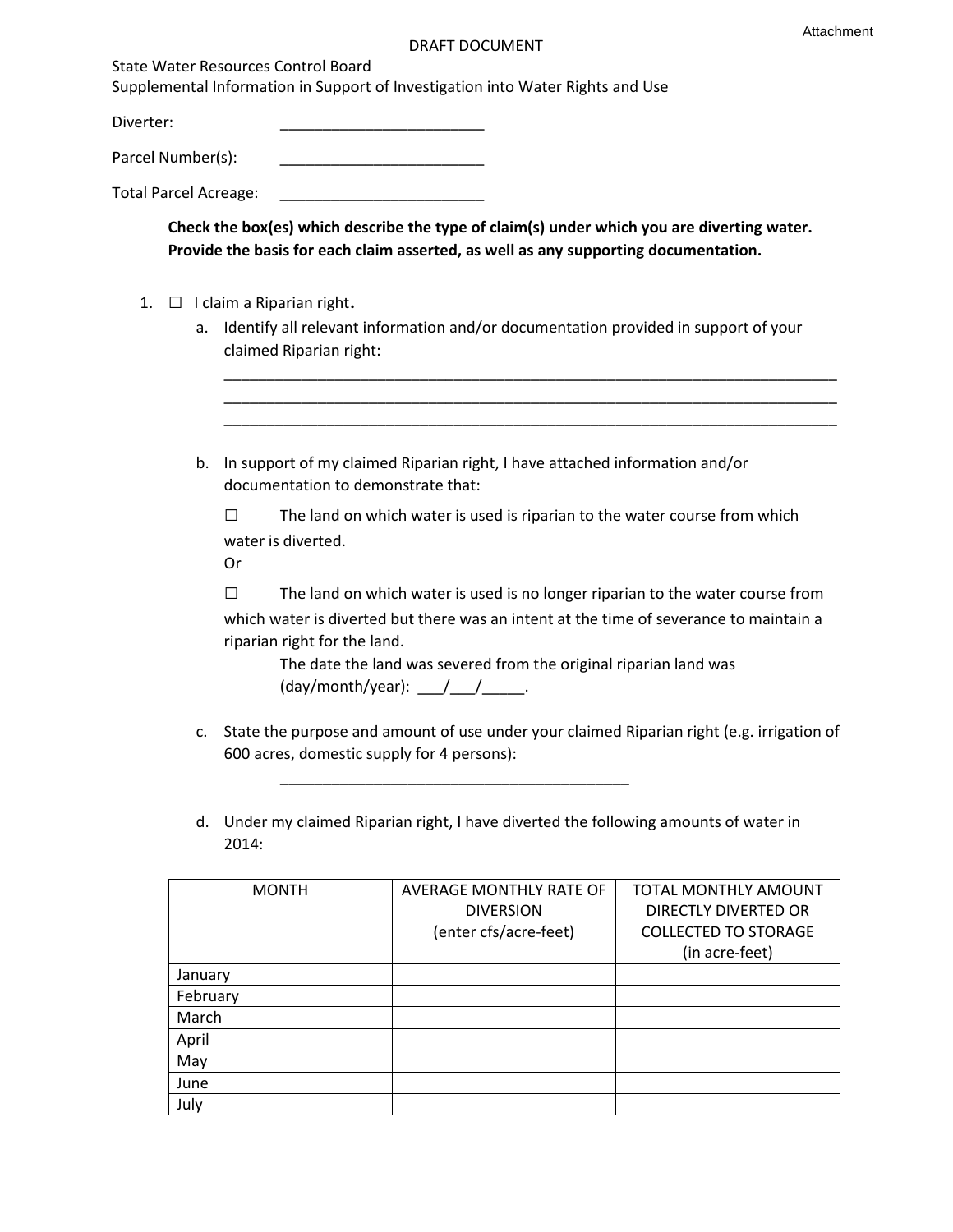Attachment

DRAFT DOCUMENT

State Water Resources Control Board
Supplemental Information in Support of Investigation into Water Rights and Use

Diverter: ________________________

Parcel Number(s): ________________________

Total Parcel Acreage: ________________________

**Check the box(es) which describe the type of claim(s) under which you are diverting water. Provide the basis for each claim asserted, as well as any supporting documentation.**

1. ☐ I claim a Riparian right.
   a. Identify all relevant information and/or documentation provided in support of your claimed Riparian right:

      ___________________________________________________________________________
      ___________________________________________________________________________
      ___________________________________________________________________________

   b. In support of my claimed Riparian right, I have attached information and/or documentation to demonstrate that:

      ☐ The land on which water is used is riparian to the water course from which water is diverted.
      Or

      ☐ The land on which water is used is no longer riparian to the water course from which water is diverted but there was an intent at the time of severance to maintain a riparian right for the land.
      The date the land was severed from the original riparian land was (day/month/year): ___/___/_____.

   c. State the purpose and amount of use under your claimed Riparian right (e.g. irrigation of 600 acres, domestic supply for 4 persons):

      ___________________________________________

   d. Under my claimed Riparian right, I have diverted the following amounts of water in 2014:

| MONTH | AVERAGE MONTHLY RATE OF DIVERSION (enter cfs/acre-feet) | TOTAL MONTHLY AMOUNT DIRECTLY DIVERTED OR COLLECTED TO STORAGE (in acre-feet) |
|---|---|---|
| January | | |
| February | | |
| March | | |
| April | | |
| May | | |
| June | | |
| July | | |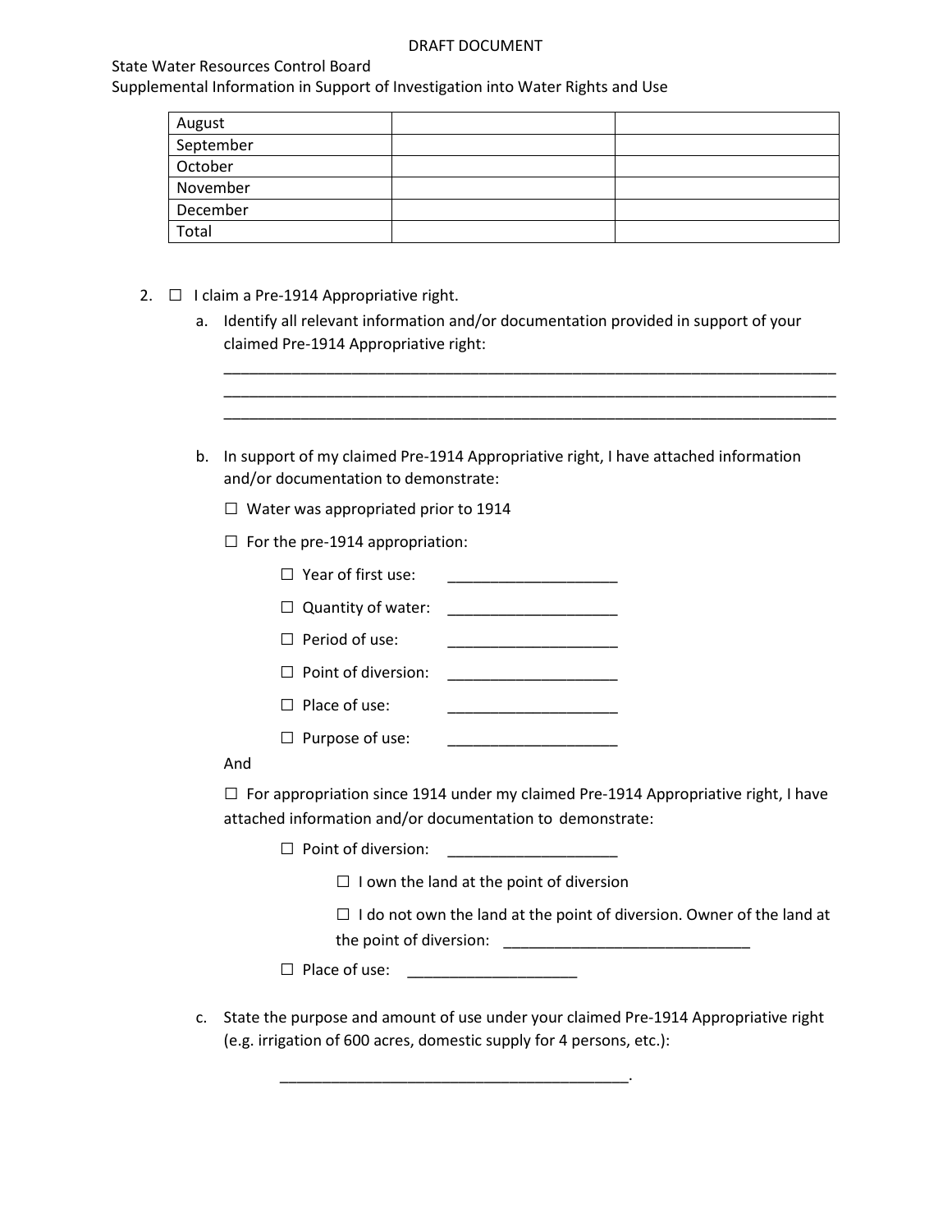DRAFT DOCUMENT

State Water Resources Control Board
Supplemental Information in Support of Investigation into Water Rights and Use

| | | |
|---|---|---|
| August | | |
| September | | |
| October | | |
| November | | |
| December | | |
| Total | | |

2. ☐ I claim a Pre-1914 Appropriative right.

   a. Identify all relevant information and/or documentation provided in support of your claimed Pre-1914 Appropriative right:

   ____________________________________________________________________________
   ____________________________________________________________________________
   ____________________________________________________________________________

   b. In support of my claimed Pre-1914 Appropriative right, I have attached information and/or documentation to demonstrate:

   ☐ Water was appropriated prior to 1914

   ☐ For the pre-1914 appropriation:

   ☐ Year of first use: ____________________

   ☐ Quantity of water: ____________________

   ☐ Period of use: ____________________

   ☐ Point of diversion: ____________________

   ☐ Place of use: ____________________

   ☐ Purpose of use: ____________________

   And

   ☐ For appropriation since 1914 under my claimed Pre-1914 Appropriative right, I have attached information and/or documentation to demonstrate:

   ☐ Point of diversion: ____________________

   ☐ I own the land at the point of diversion

   ☐ I do not own the land at the point of diversion. Owner of the land at the point of diversion: ____________________________

   ☐ Place of use: ____________________

   c. State the purpose and amount of use under your claimed Pre-1914 Appropriative right (e.g. irrigation of 600 acres, domestic supply for 4 persons, etc.):

   ________________________________________.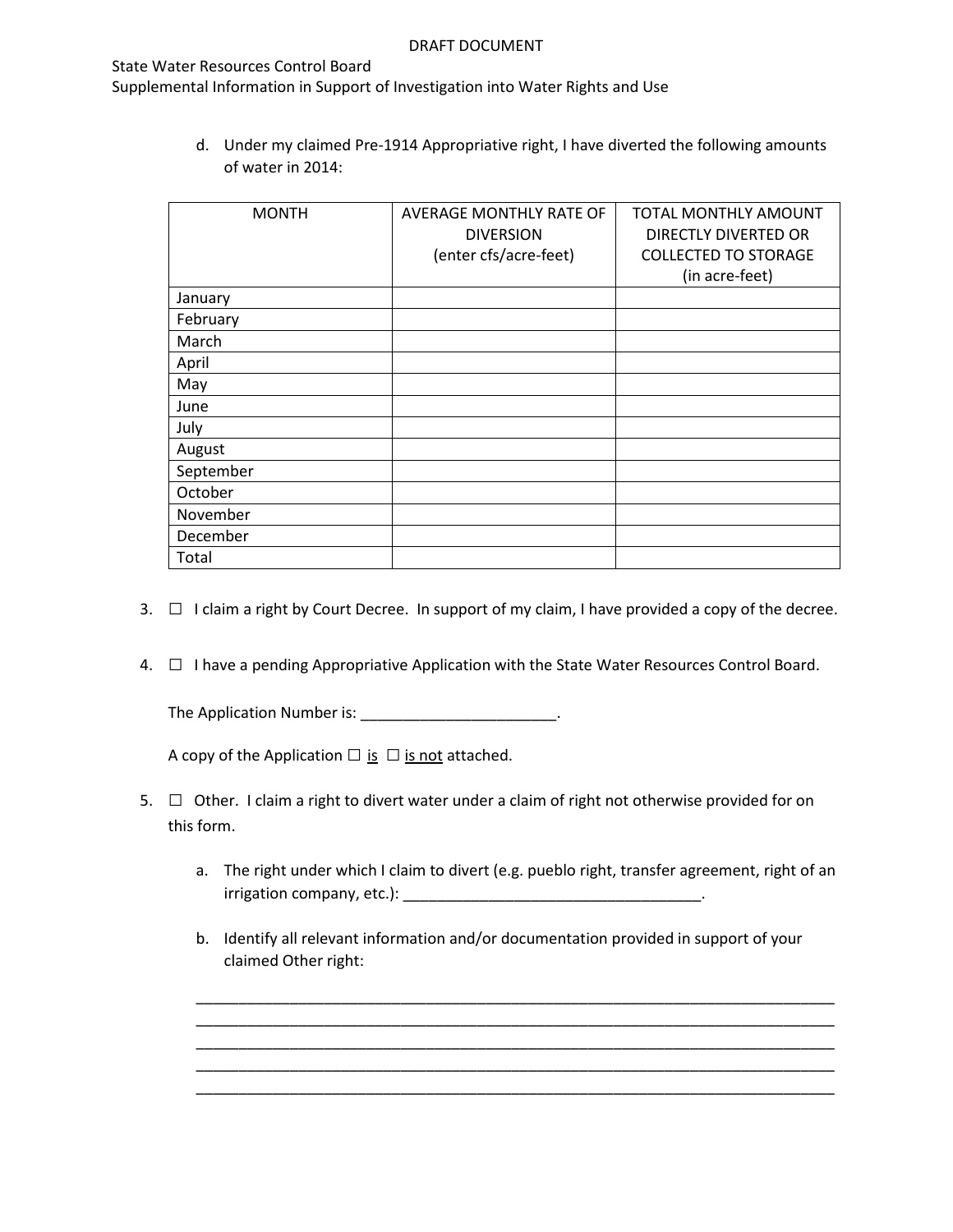d. Under my claimed Pre-1914 Appropriative right, I have diverted the following amounts of water in 2014:

| MONTH | AVERAGE MONTHLY RATE OF DIVERSION (enter cfs/acre-feet) | TOTAL MONTHLY AMOUNT DIRECTLY DIVERTED OR COLLECTED TO STORAGE (in acre-feet) |
|---|---|---|
| January | | |
| February | | |
| March | | |
| April | | |
| May | | |
| June | | |
| July | | |
| August | | |
| September | | |
| October | | |
| November | | |
| December | | |
| Total | | |

3. ☐ I claim a right by Court Decree. In support of my claim, I have provided a copy of the decree.

4. ☐ I have a pending Appropriative Application with the State Water Resources Control Board.

   The Application Number is: _______________________.

   A copy of the Application ☐ is ☐ is not attached.

5. ☐ Other. I claim a right to divert water under a claim of right not otherwise provided for on this form.

   a. The right under which I claim to divert (e.g. pueblo right, transfer agreement, right of an irrigation company, etc.): ___________________________________.

   b. Identify all relevant information and/or documentation provided in support of your claimed Other right:

   ______________________________________________________________________________
   ______________________________________________________________________________
   ______________________________________________________________________________
   ______________________________________________________________________________
   ______________________________________________________________________________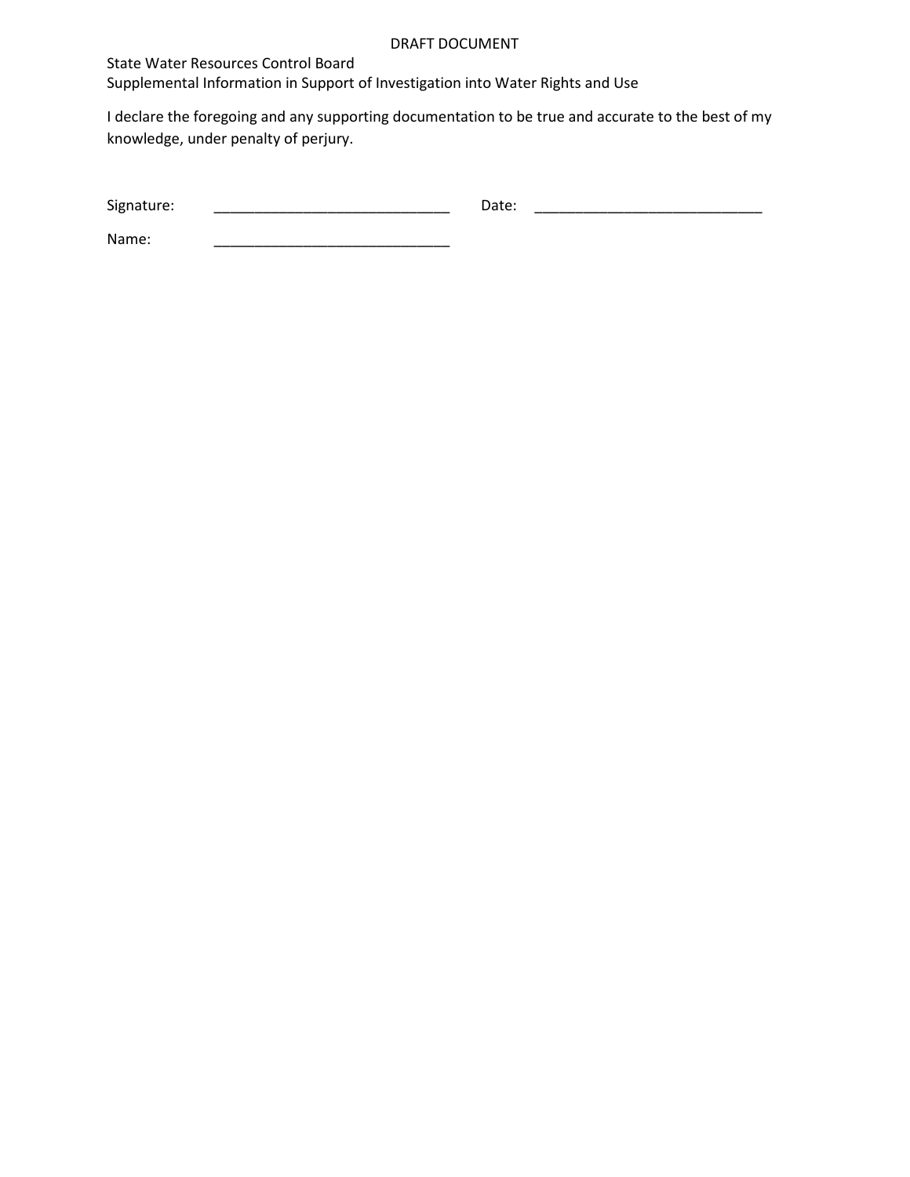DRAFT DOCUMENT

State Water Resources Control Board
Supplemental Information in Support of Investigation into Water Rights and Use

I declare the foregoing and any supporting documentation to be true and accurate to the best of my knowledge, under penalty of perjury.

Signature: _____________________________ Date: ____________________________

Name: _____________________________